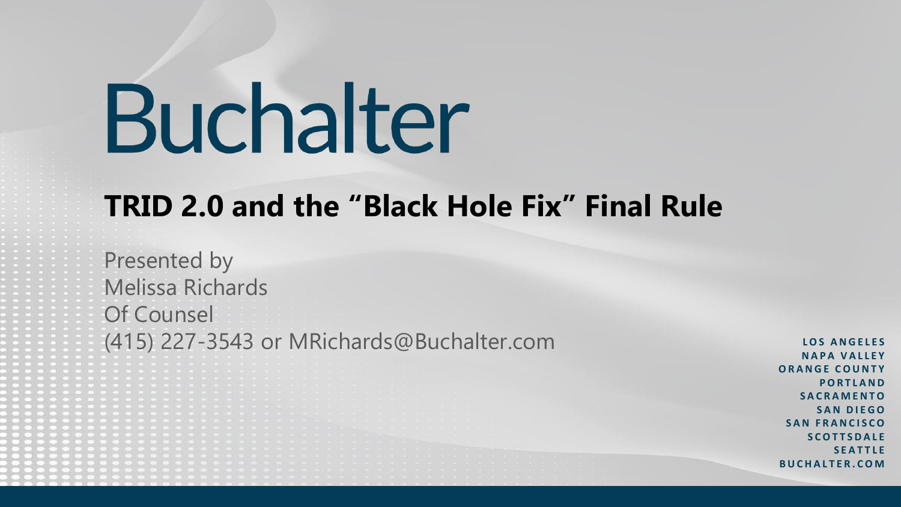# Buchalter

## TRID 2.0 and the "Black Hole Fix" Final Rule

Presented by
Melissa Richards
Of Counsel
(415) 227-3543 or MRichards@Buchalter.com

LOS ANGELES
NAPA VALLEY
ORANGE COUNTY
PORTLAND
SACRAMENTO
SAN DIEGO
SAN FRANCISCO
SCOTTSDALE
SEATTLE
BUCHALTER.COM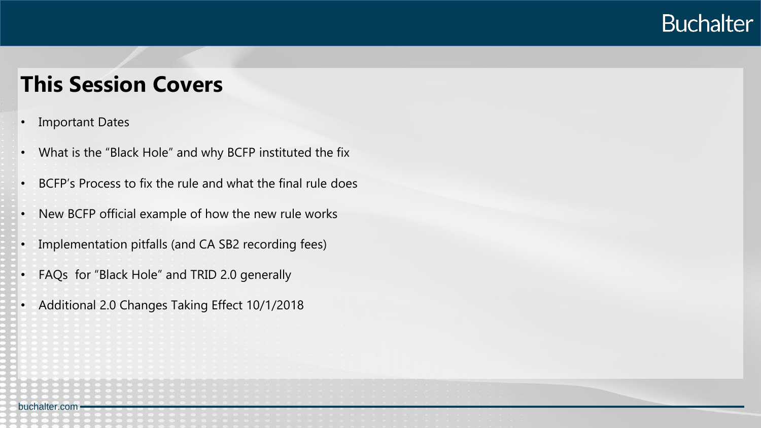# This Session Covers

- Important Dates
- What is the “Black Hole” and why BCFP instituted the fix
- BCFP’s Process to fix the rule and what the final rule does
- New BCFP official example of how the new rule works
- Implementation pitfalls (and CA SB2 recording fees)
- FAQs for “Black Hole” and TRID 2.0 generally
- Additional 2.0 Changes Taking Effect 10/1/2018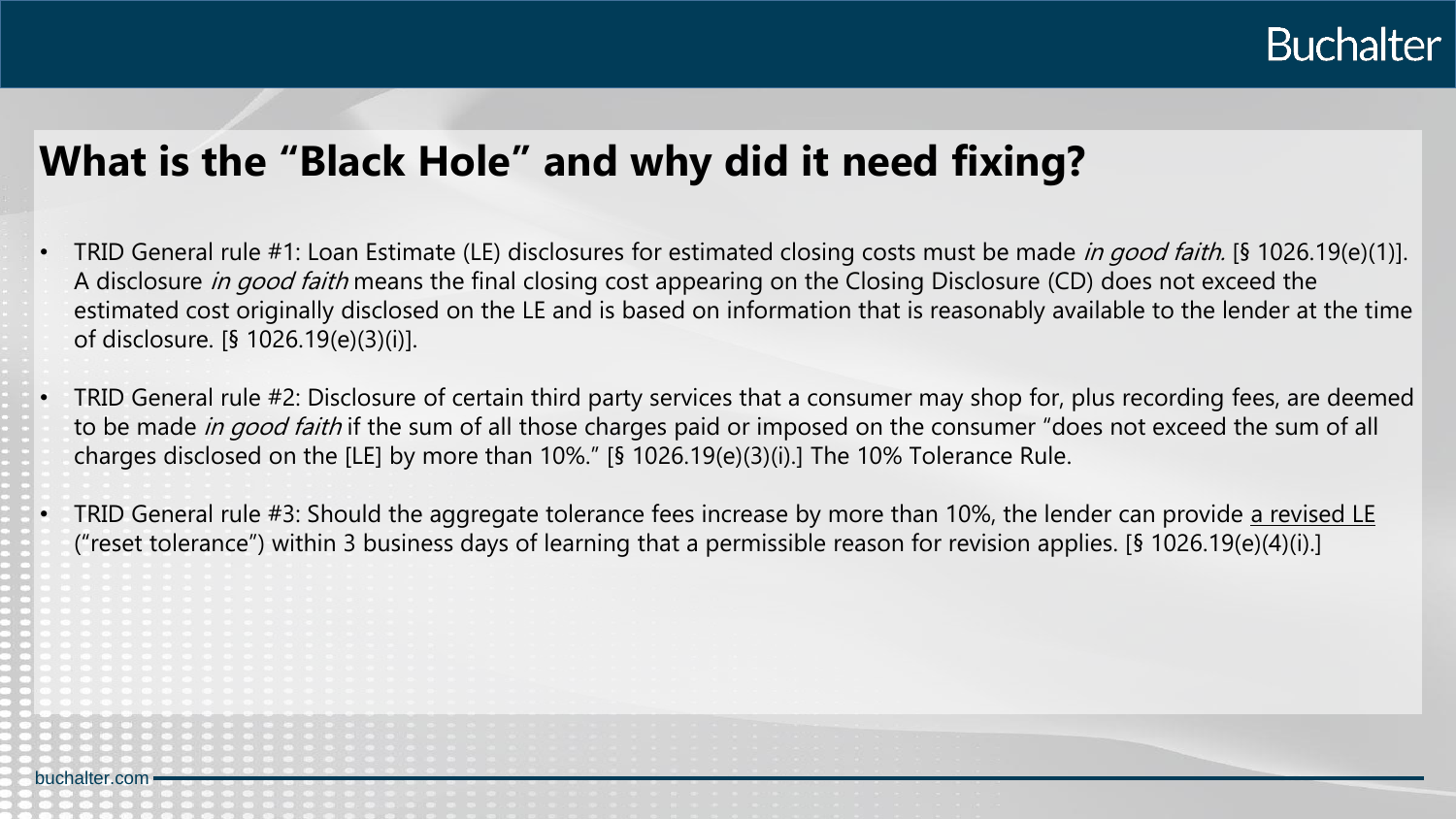# What is the "Black Hole" and why did it need fixing?

- TRID General rule #1: Loan Estimate (LE) disclosures for estimated closing costs must be made *in good faith*. [§ 1026.19(e)(1)]. A disclosure *in good faith* means the final closing cost appearing on the Closing Disclosure (CD) does not exceed the estimated cost originally disclosed on the LE and is based on information that is reasonably available to the lender at the time of disclosure. [§ 1026.19(e)(3)(i)].
- TRID General rule #2: Disclosure of certain third party services that a consumer may shop for, plus recording fees, are deemed to be made *in good faith* if the sum of all those charges paid or imposed on the consumer "does not exceed the sum of all charges disclosed on the [LE] by more than 10%." [§ 1026.19(e)(3)(i).] The 10% Tolerance Rule.
- TRID General rule #3: Should the aggregate tolerance fees increase by more than 10%, the lender can provide <u>a revised LE</u> ("reset tolerance") within 3 business days of learning that a permissible reason for revision applies. [§ 1026.19(e)(4)(i).]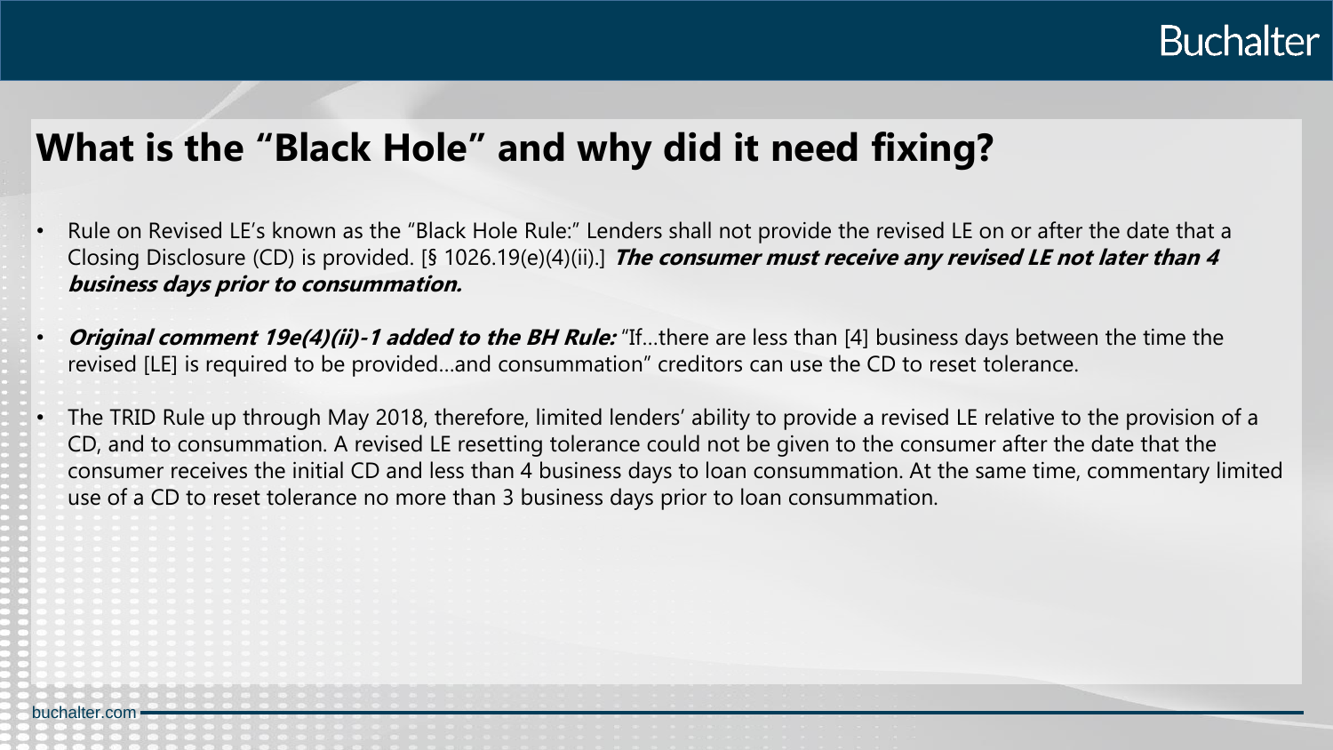# What is the "Black Hole" and why did it need fixing?

- Rule on Revised LE's known as the "Black Hole Rule:" Lenders shall not provide the revised LE on or after the date that a Closing Disclosure (CD) is provided. [§ 1026.19(e)(4)(ii).] ***The consumer must receive any revised LE not later than 4 business days prior to consummation.***
- ***Original comment 19e(4)(ii)-1 added to the BH Rule:*** "If…there are less than [4] business days between the time the revised [LE] is required to be provided…and consummation" creditors can use the CD to reset tolerance.
- The TRID Rule up through May 2018, therefore, limited lenders' ability to provide a revised LE relative to the provision of a CD, and to consummation. A revised LE resetting tolerance could not be given to the consumer after the date that the consumer receives the initial CD and less than 4 business days to loan consummation. At the same time, commentary limited use of a CD to reset tolerance no more than 3 business days prior to loan consummation.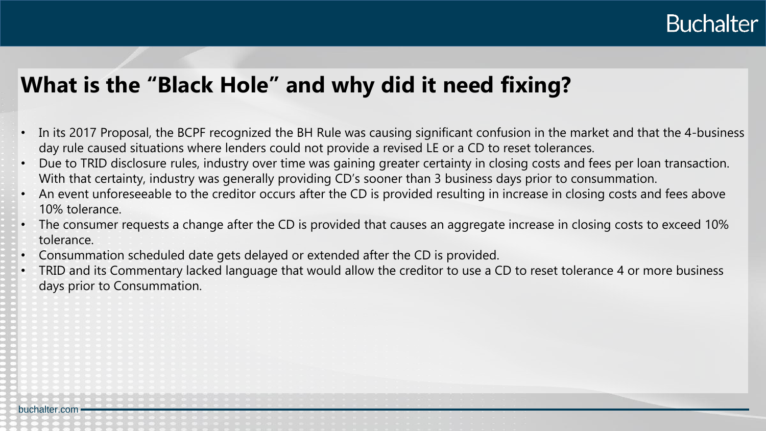## What is the "Black Hole" and why did it need fixing?

- In its 2017 Proposal, the BCPF recognized the BH Rule was causing significant confusion in the market and that the 4-business day rule caused situations where lenders could not provide a revised LE or a CD to reset tolerances.
- Due to TRID disclosure rules, industry over time was gaining greater certainty in closing costs and fees per loan transaction. With that certainty, industry was generally providing CD's sooner than 3 business days prior to consummation.
- An event unforeseeable to the creditor occurs after the CD is provided resulting in increase in closing costs and fees above 10% tolerance.
- The consumer requests a change after the CD is provided that causes an aggregate increase in closing costs to exceed 10% tolerance.
- Consummation scheduled date gets delayed or extended after the CD is provided.
- TRID and its Commentary lacked language that would allow the creditor to use a CD to reset tolerance 4 or more business days prior to Consummation.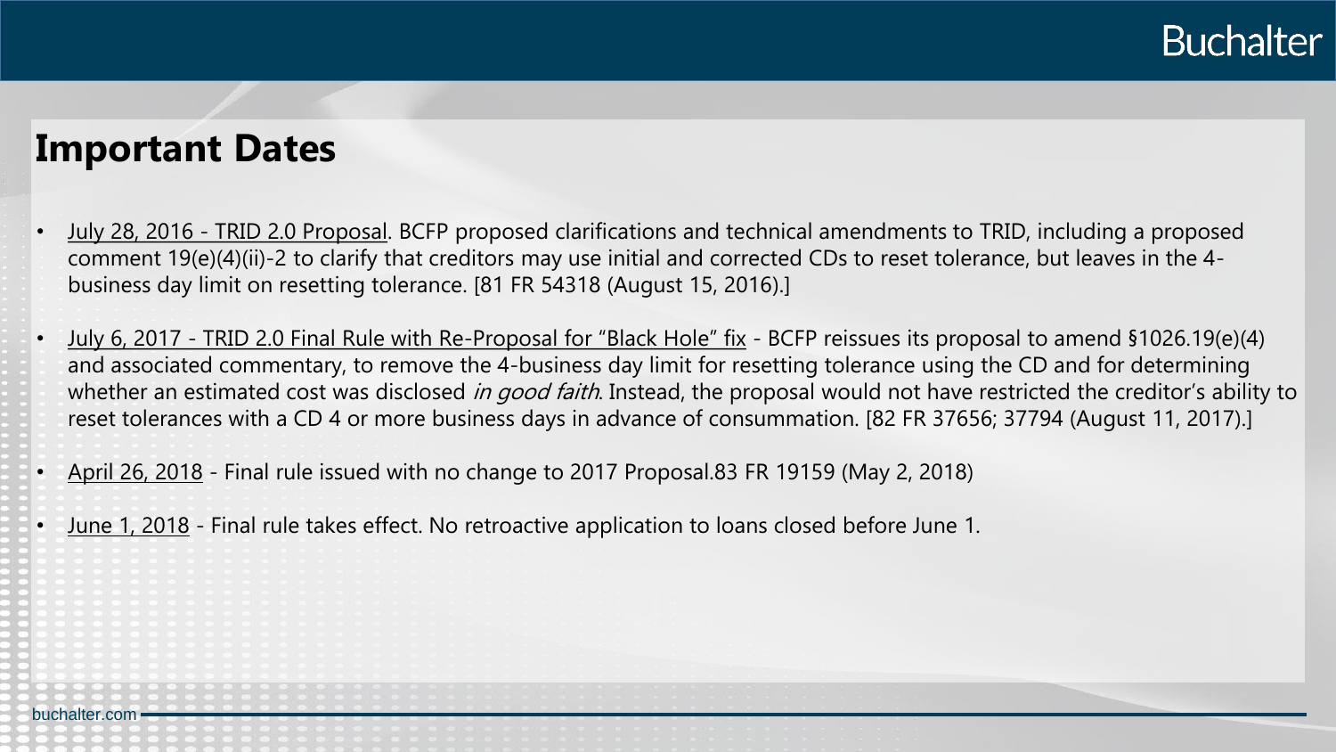## Important Dates

- July 28, 2016 - TRID 2.0 Proposal. BCFP proposed clarifications and technical amendments to TRID, including a proposed comment 19(e)(4)(ii)-2 to clarify that creditors may use initial and corrected CDs to reset tolerance, but leaves in the 4-business day limit on resetting tolerance. [81 FR 54318 (August 15, 2016).]
- July 6, 2017 - TRID 2.0 Final Rule with Re-Proposal for "Black Hole" fix - BCFP reissues its proposal to amend §1026.19(e)(4) and associated commentary, to remove the 4-business day limit for resetting tolerance using the CD and for determining whether an estimated cost was disclosed *in good faith*. Instead, the proposal would not have restricted the creditor's ability to reset tolerances with a CD 4 or more business days in advance of consummation. [82 FR 37656; 37794 (August 11, 2017).]
- April 26, 2018 - Final rule issued with no change to 2017 Proposal.83 FR 19159 (May 2, 2018)
- June 1, 2018 - Final rule takes effect. No retroactive application to loans closed before June 1.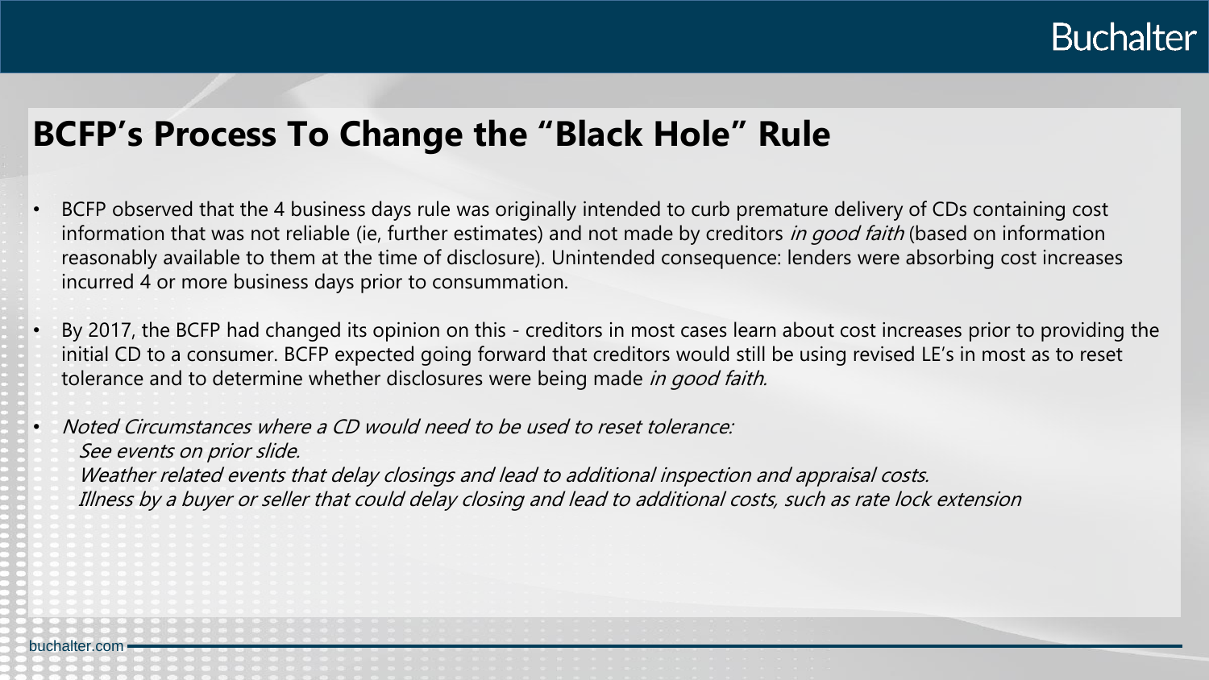# BCFP's Process To Change the "Black Hole" Rule

- BCFP observed that the 4 business days rule was originally intended to curb premature delivery of CDs containing cost information that was not reliable (ie, further estimates) and not made by creditors *in good faith* (based on information reasonably available to them at the time of disclosure). Unintended consequence: lenders were absorbing cost increases incurred 4 or more business days prior to consummation.
- By 2017, the BCFP had changed its opinion on this - creditors in most cases learn about cost increases prior to providing the initial CD to a consumer. BCFP expected going forward that creditors would still be using revised LE's in most as to reset tolerance and to determine whether disclosures were being made *in good faith.*
- *Noted Circumstances where a CD would need to be used to reset tolerance:*
  - *See events on prior slide.*
  - *Weather related events that delay closings and lead to additional inspection and appraisal costs.*
  - *Illness by a buyer or seller that could delay closing and lead to additional costs, such as rate lock extension*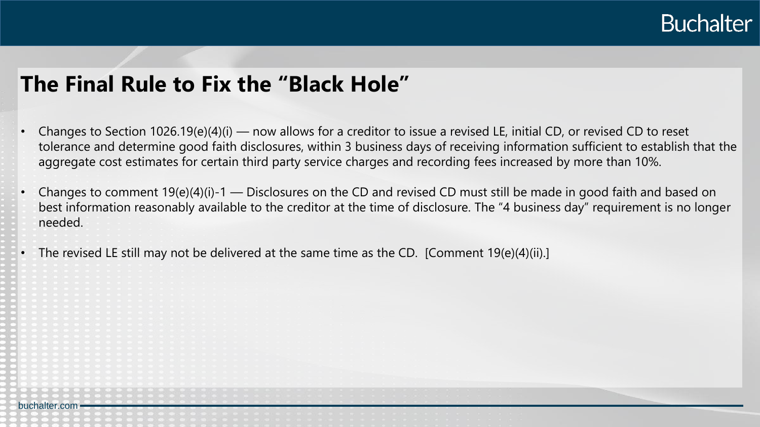# The Final Rule to Fix the "Black Hole"

- Changes to Section 1026.19(e)(4)(i) — now allows for a creditor to issue a revised LE, initial CD, or revised CD to reset tolerance and determine good faith disclosures, within 3 business days of receiving information sufficient to establish that the aggregate cost estimates for certain third party service charges and recording fees increased by more than 10%.
- Changes to comment 19(e)(4)(i)-1 — Disclosures on the CD and revised CD must still be made in good faith and based on best information reasonably available to the creditor at the time of disclosure. The "4 business day" requirement is no longer needed.
- The revised LE still may not be delivered at the same time as the CD. [Comment 19(e)(4)(ii).]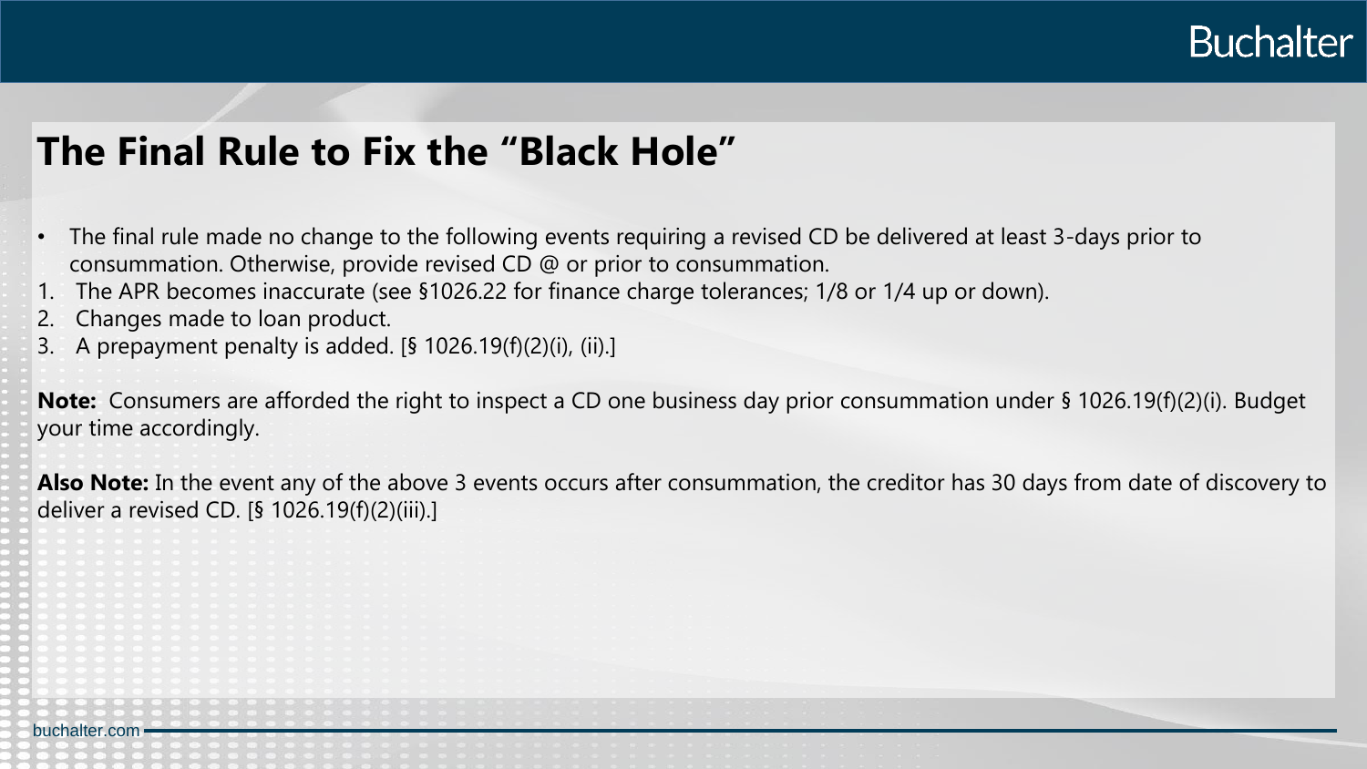# The Final Rule to Fix the "Black Hole"

- The final rule made no change to the following events requiring a revised CD be delivered at least 3-days prior to consummation. Otherwise, provide revised CD @ or prior to consummation.

1. The APR becomes inaccurate (see §1026.22 for finance charge tolerances; 1/8 or 1/4 up or down).
2. Changes made to loan product.
3. A prepayment penalty is added. [§ 1026.19(f)(2)(i), (ii).]

**Note:** Consumers are afforded the right to inspect a CD one business day prior consummation under § 1026.19(f)(2)(i). Budget your time accordingly.

**Also Note:** In the event any of the above 3 events occurs after consummation, the creditor has 30 days from date of discovery to deliver a revised CD. [§ 1026.19(f)(2)(iii).]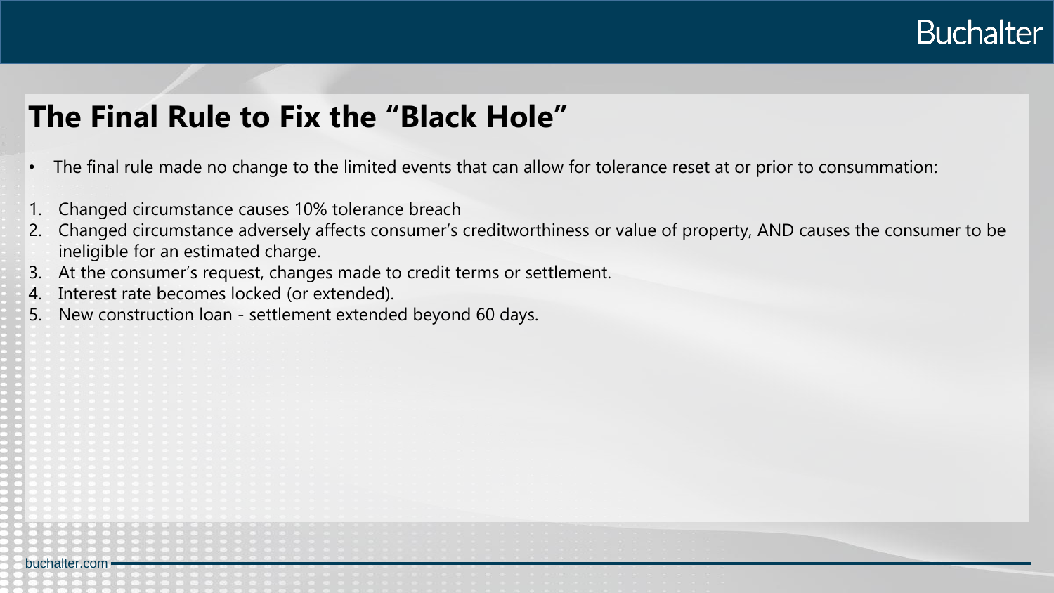# The Final Rule to Fix the "Black Hole"

- The final rule made no change to the limited events that can allow for tolerance reset at or prior to consummation:

1. Changed circumstance causes 10% tolerance breach
2. Changed circumstance adversely affects consumer's creditworthiness or value of property, AND causes the consumer to be ineligible for an estimated charge.
3. At the consumer's request, changes made to credit terms or settlement.
4. Interest rate becomes locked (or extended).
5. New construction loan - settlement extended beyond 60 days.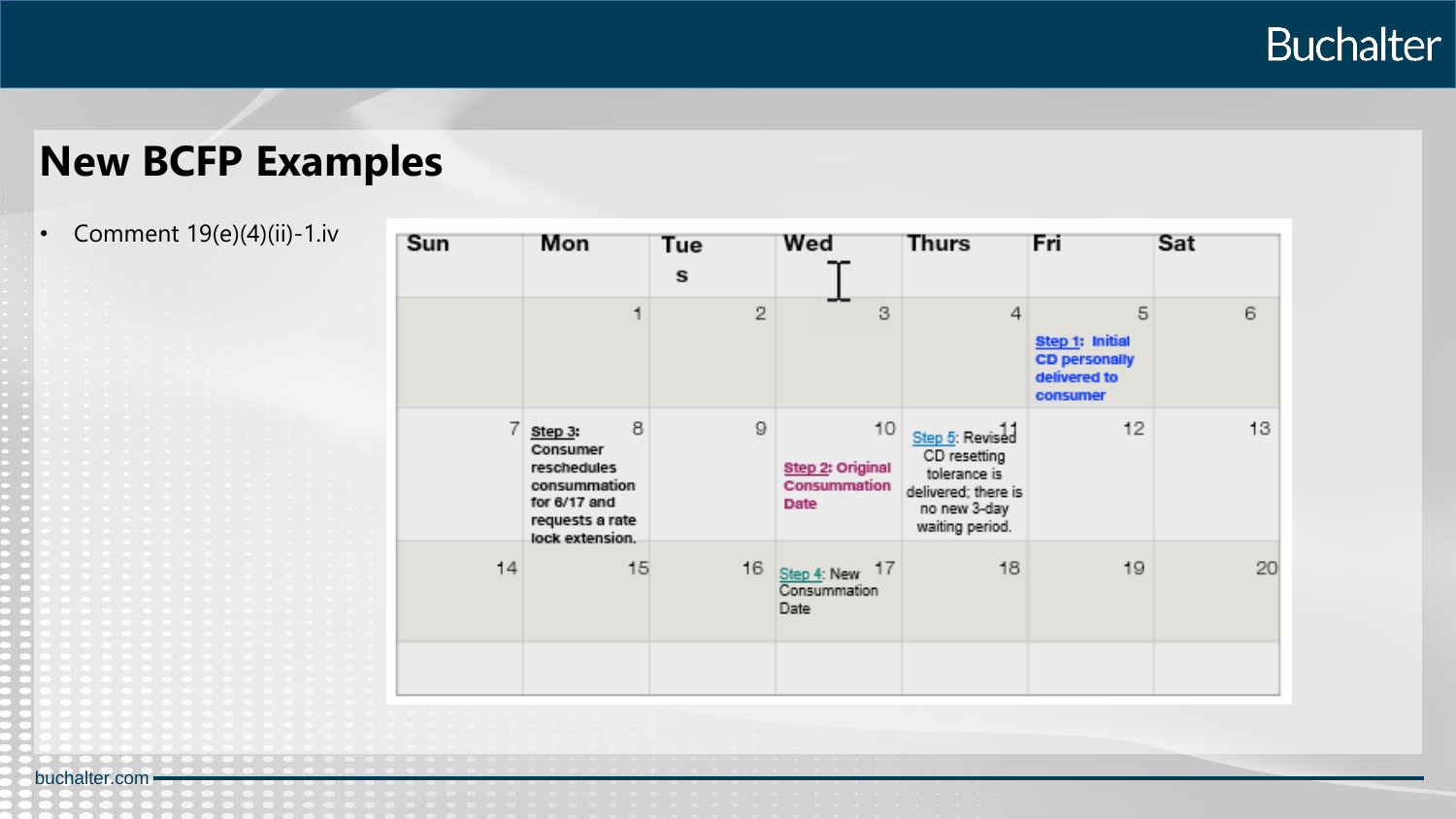# New BCFP Examples

- Comment 19(e)(4)(ii)-1.iv

| Sun | Mon | Tues | Wed | Thurs | Fri | Sat |
|---|---|---|---|---|---|---|
| | 1 | 2 | 3 | 4 | 5 **Step 1: Initial CD personally delivered to consumer** | 6 |
| 7 | 8 **Step 3: Consumer reschedules consummation for 6/17 and requests a rate lock extension.** | 9 | 10 **Step 2: Original Consummation Date** | 11 Step 5: Revised CD resetting tolerance is delivered; there is no new 3-day waiting period. | 12 | 13 |
| 14 | 15 | 16 | 17 Step 4: New Consummation Date | 18 | 19 | 20 |
| | | | | | | |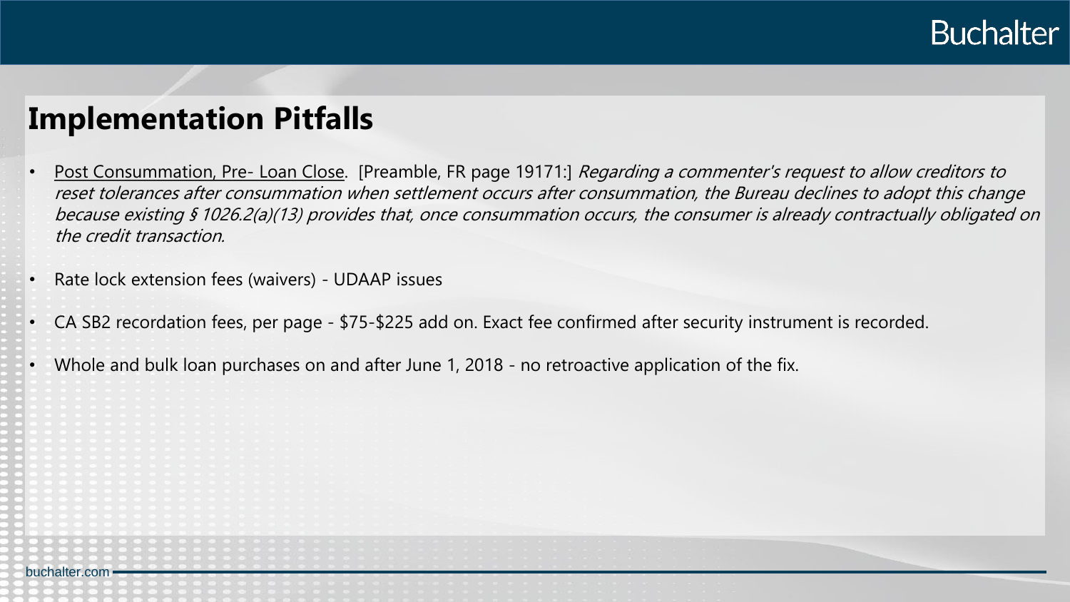# Implementation Pitfalls

- <u>Post Consummation, Pre- Loan Close</u>. [Preamble, FR page 19171:] *Regarding a commenter's request to allow creditors to reset tolerances after consummation when settlement occurs after consummation, the Bureau declines to adopt this change because existing § 1026.2(a)(13) provides that, once consummation occurs, the consumer is already contractually obligated on the credit transaction.*
- Rate lock extension fees (waivers) - UDAAP issues
- CA SB2 recordation fees, per page - $75-$225 add on. Exact fee confirmed after security instrument is recorded.
- Whole and bulk loan purchases on and after June 1, 2018 - no retroactive application of the fix.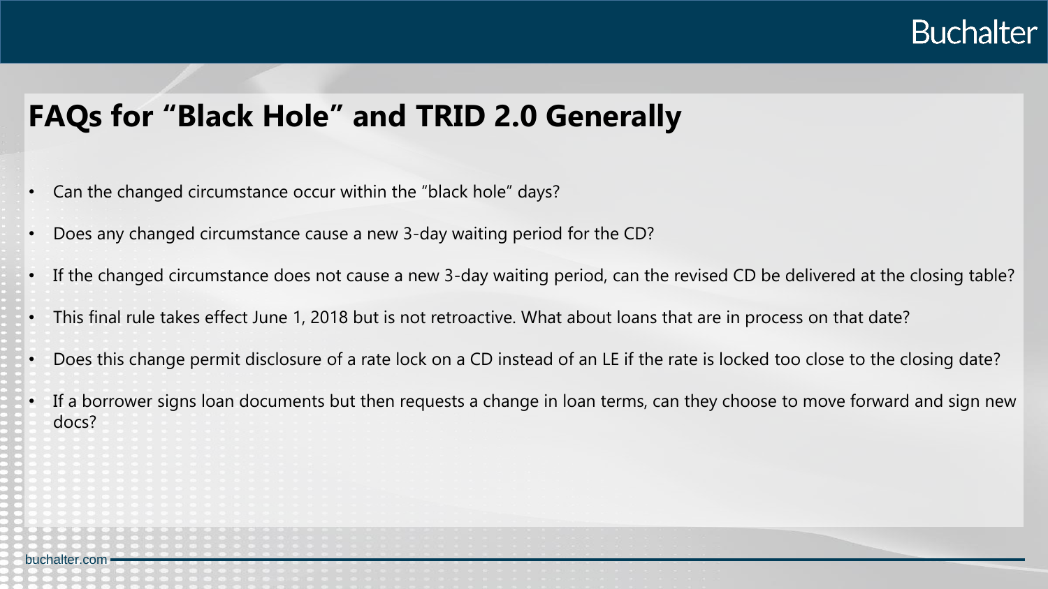## FAQs for "Black Hole" and TRID 2.0 Generally

- Can the changed circumstance occur within the "black hole" days?
- Does any changed circumstance cause a new 3-day waiting period for the CD?
- If the changed circumstance does not cause a new 3-day waiting period, can the revised CD be delivered at the closing table?
- This final rule takes effect June 1, 2018 but is not retroactive. What about loans that are in process on that date?
- Does this change permit disclosure of a rate lock on a CD instead of an LE if the rate is locked too close to the closing date?
- If a borrower signs loan documents but then requests a change in loan terms, can they choose to move forward and sign new docs?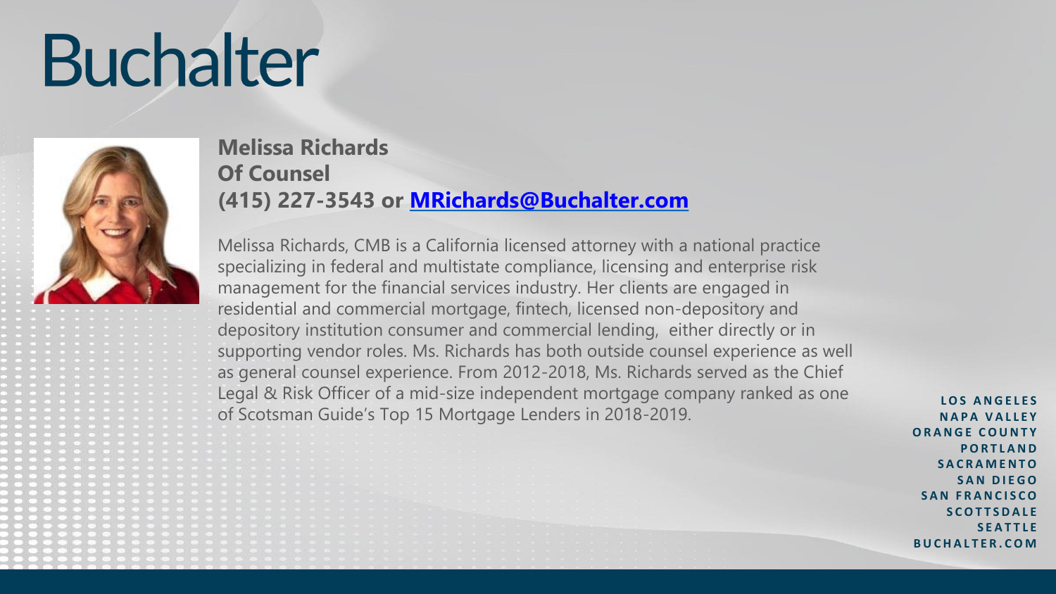# Buchalter

**Melissa Richards**
**Of Counsel**
**(415) 227-3543 or [MRichards@Buchalter.com](mailto:MRichards@Buchalter.com)**

Melissa Richards, CMB is a California licensed attorney with a national practice specializing in federal and multistate compliance, licensing and enterprise risk management for the financial services industry. Her clients are engaged in residential and commercial mortgage, fintech, licensed non-depository and depository institution consumer and commercial lending, either directly or in supporting vendor roles. Ms. Richards has both outside counsel experience as well as general counsel experience. From 2012-2018, Ms. Richards served as the Chief Legal & Risk Officer of a mid-size independent mortgage company ranked as one of Scotsman Guide's Top 15 Mortgage Lenders in 2018-2019.

LOS ANGELES
NAPA VALLEY
ORANGE COUNTY
PORTLAND
SACRAMENTO
SAN DIEGO
SAN FRANCISCO
SCOTTSDALE
SEATTLE
BUCHALTER.COM